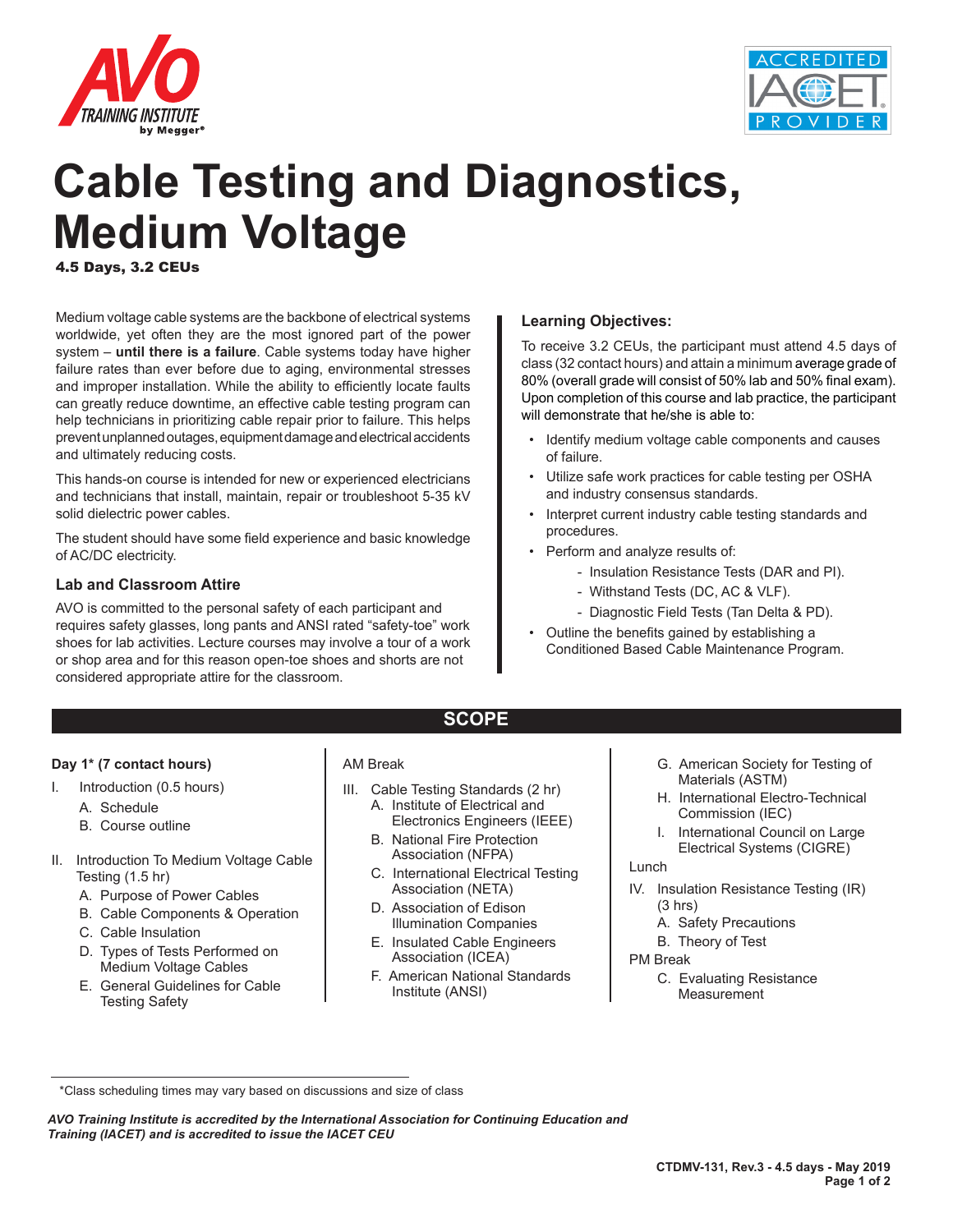# Cable Testing and Diagnostics, Medium Voltage

**4.5 Days, 3.2 CEUs**

Medium voltage cable systems are the backbone of electrical systems worldwide, yet often they are the most ignored part of the power system – **until there is a failure**. Cable systems today have higher failure rates than ever before due to aging, environmental stresses and improper installation. While the ability to efficiently locate faults can greatly reduce downtime, an effective cable testing program can help technicians in prioritizing cable repair prior to failure. This helps prevent unplanned outages, equipment damage and electrical accidents and ultimately reducing costs.

This hands-on course is intended for new or experienced electricians and technicians that install, maintain, repair or troubleshoot 5-35 kV solid dielectric power cables.

The student should have some field experience and basic knowledge of AC/DC electricity.

### Lab and Classroom Attire

AVO is committed to the personal safety of each participant and requires safety glasses, long pants and ANSI rated "safety-toe" work shoes for lab activities. Lecture courses may involve a tour of a work or shop area and for this reason open-toe shoes and shorts are not considered appropriate attire for the classroom.

### Learning Objectives:

To receive 3.2 CEUs, the participant must attend 4.5 days of class (32 contact hours) and attain a minimum average grade of 80% (overall grade will consist of 50% lab and 50% final exam). Upon completion of this course and lab practice, the participant will demonstrate that he/she is able to:

- Identify medium voltage cable components and causes of failure.
- Utilize safe work practices for cable testing per OSHA and industry consensus standards.
- Interpret current industry cable testing standards and procedures.
- Perform and analyze results of:
  - Insulation Resistance Tests (DAR and PI).
  - Withstand Tests (DC, AC & VLF).
  - Diagnostic Field Tests (Tan Delta & PD).
- Outline the benefits gained by establishing a Conditioned Based Cable Maintenance Program.

## SCOPE

**Day 1\* (7 contact hours)**

I. Introduction (0.5 hours)
   - A. Schedule
   - B. Course outline

II. Introduction To Medium Voltage Cable Testing (1.5 hr)
   - A. Purpose of Power Cables
   - B. Cable Components & Operation
   - C. Cable Insulation
   - D. Types of Tests Performed on Medium Voltage Cables
   - E. General Guidelines for Cable Testing Safety

AM Break

III. Cable Testing Standards (2 hr)
   - A. Institute of Electrical and Electronics Engineers (IEEE)
   - B. National Fire Protection Association (NFPA)
   - C. International Electrical Testing Association (NETA)
   - D. Association of Edison Illumination Companies
   - E. Insulated Cable Engineers Association (ICEA)
   - F. American National Standards Institute (ANSI)
   - G. American Society for Testing of Materials (ASTM)
   - H. International Electro-Technical Commission (IEC)
   - I. International Council on Large Electrical Systems (CIGRE)

Lunch

IV. Insulation Resistance Testing (IR) (3 hrs)
   - A. Safety Precautions
   - B. Theory of Test

PM Break

   - C. Evaluating Resistance Measurement

\*Class scheduling times may vary based on discussions and size of class

*AVO Training Institute is accredited by the International Association for Continuing Education and Training (IACET) and is accredited to issue the IACET CEU*

**CTDMV-131, Rev.3 - 4.5 days - May 2019**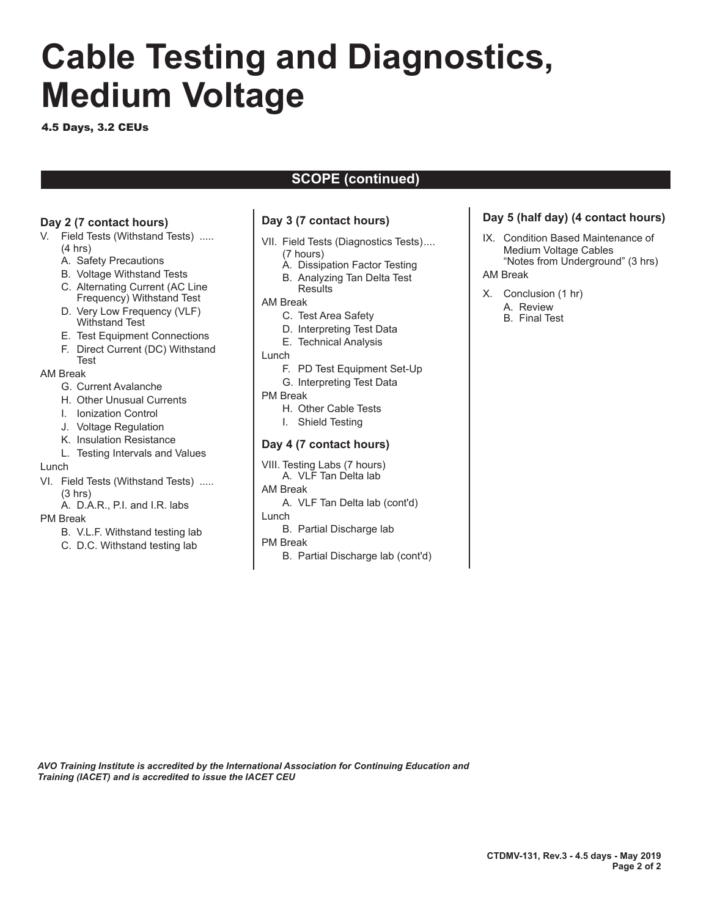# Cable Testing and Diagnostics, Medium Voltage

**4.5 Days, 3.2 CEUs**

## SCOPE (continued)

### Day 2 (7 contact hours)

V. Field Tests (Withstand Tests) ..... (4 hrs)
   - A. Safety Precautions
   - B. Voltage Withstand Tests
   - C. Alternating Current (AC Line Frequency) Withstand Test
   - D. Very Low Frequency (VLF) Withstand Test
   - E. Test Equipment Connections
   - F. Direct Current (DC) Withstand Test

AM Break
   - G. Current Avalanche
   - H. Other Unusual Currents
   - I. Ionization Control
   - J. Voltage Regulation
   - K. Insulation Resistance
   - L. Testing Intervals and Values

Lunch

VI. Field Tests (Withstand Tests) ..... (3 hrs)
   - A. D.A.R., P.I. and I.R. labs

PM Break
   - B. V.L.F. Withstand testing lab
   - C. D.C. Withstand testing lab

### Day 3 (7 contact hours)

VII. Field Tests (Diagnostics Tests).... (7 hours)
   - A. Dissipation Factor Testing
   - B. Analyzing Tan Delta Test Results

AM Break
   - C. Test Area Safety
   - D. Interpreting Test Data
   - E. Technical Analysis

Lunch
   - F. PD Test Equipment Set-Up
   - G. Interpreting Test Data

PM Break
   - H. Other Cable Tests
   - I. Shield Testing

### Day 4 (7 contact hours)

VIII. Testing Labs (7 hours)
   - A. VLF Tan Delta lab

AM Break
   - A. VLF Tan Delta lab (cont'd)

Lunch
   - B. Partial Discharge lab

PM Break
   - B. Partial Discharge lab (cont'd)

### Day 5 (half day) (4 contact hours)

IX. Condition Based Maintenance of Medium Voltage Cables "Notes from Underground" (3 hrs)

AM Break

X. Conclusion (1 hr)
   - A. Review
   - B. Final Test

*AVO Training Institute is accredited by the International Association for Continuing Education and Training (IACET) and is accredited to issue the IACET CEU*

**CTDMV-131, Rev.3 - 4.5 days - May 2019**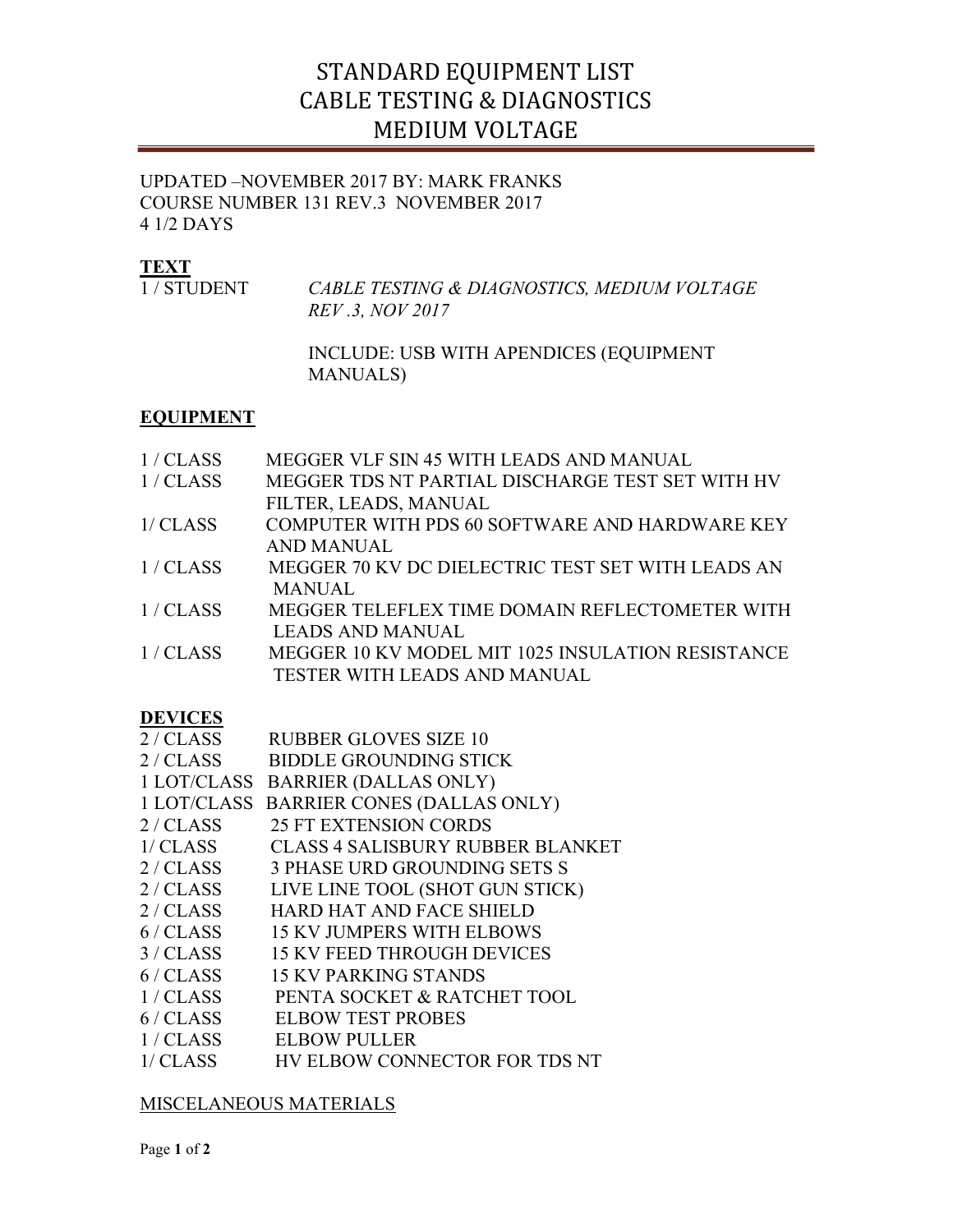# STANDARD EQUIPMENT LIST
# CABLE TESTING & DIAGNOSTICS
# MEDIUM VOLTAGE

UPDATED –NOVEMBER 2017 BY: MARK FRANKS
COURSE NUMBER 131 REV.3 NOVEMBER 2017
4 1/2 DAYS

**TEXT**

| | |
|---|---|
| 1 / STUDENT | *CABLE TESTING & DIAGNOSTICS, MEDIUM VOLTAGE REV .3, NOV 2017* |
| | INCLUDE: USB WITH APENDICES (EQUIPMENT MANUALS) |

**EQUIPMENT**

| | |
|---|---|
| 1 / CLASS | MEGGER VLF SIN 45 WITH LEADS AND MANUAL |
| 1 / CLASS | MEGGER TDS NT PARTIAL DISCHARGE TEST SET WITH HV FILTER, LEADS, MANUAL |
| 1/ CLASS | COMPUTER WITH PDS 60 SOFTWARE AND HARDWARE KEY AND MANUAL |
| 1 / CLASS | MEGGER 70 KV DC DIELECTRIC TEST SET WITH LEADS AN MANUAL |
| 1 / CLASS | MEGGER TELEFLEX TIME DOMAIN REFLECTOMETER WITH LEADS AND MANUAL |
| 1 / CLASS | MEGGER 10 KV MODEL MIT 1025 INSULATION RESISTANCE TESTER WITH LEADS AND MANUAL |

**DEVICES**

| | |
|---|---|
| 2 / CLASS | RUBBER GLOVES SIZE 10 |
| 2 / CLASS | BIDDLE GROUNDING STICK |
| 1 LOT/CLASS | BARRIER (DALLAS ONLY) |
| 1 LOT/CLASS | BARRIER CONES (DALLAS ONLY) |
| 2 / CLASS | 25 FT EXTENSION CORDS |
| 1/ CLASS | CLASS 4 SALISBURY RUBBER BLANKET |
| 2 / CLASS | 3 PHASE URD GROUNDING SETS S |
| 2 / CLASS | LIVE LINE TOOL (SHOT GUN STICK) |
| 2 / CLASS | HARD HAT AND FACE SHIELD |
| 6 / CLASS | 15 KV JUMPERS WITH ELBOWS |
| 3 / CLASS | 15 KV FEED THROUGH DEVICES |
| 6 / CLASS | 15 KV PARKING STANDS |
| 1 / CLASS | PENTA SOCKET & RATCHET TOOL |
| 6 / CLASS | ELBOW TEST PROBES |
| 1 / CLASS | ELBOW PULLER |
| 1/ CLASS | HV ELBOW CONNECTOR FOR TDS NT |

<u>MISCELANEOUS MATERIALS</u>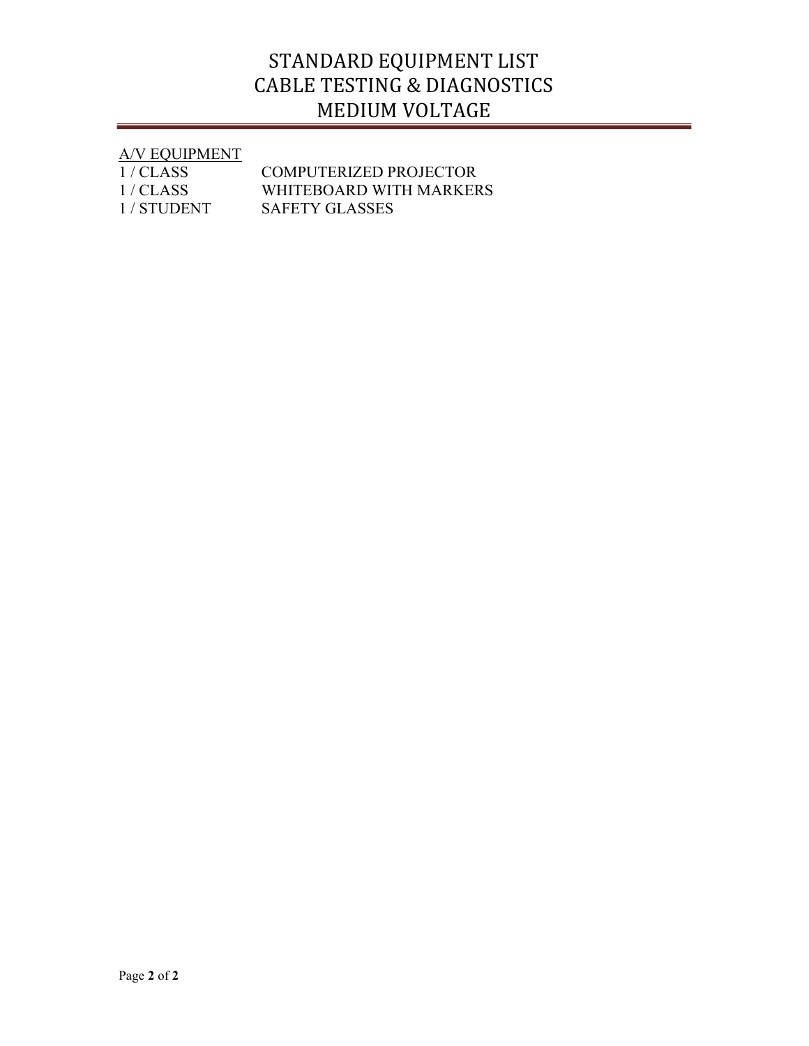# STANDARD EQUIPMENT LIST
# CABLE TESTING & DIAGNOSTICS
# MEDIUM VOLTAGE

A/V EQUIPMENT

| | |
|---|---|
| 1 / CLASS | COMPUTERIZED PROJECTOR |
| 1 / CLASS | WHITEBOARD WITH MARKERS |
| 1 / STUDENT | SAFETY GLASSES |